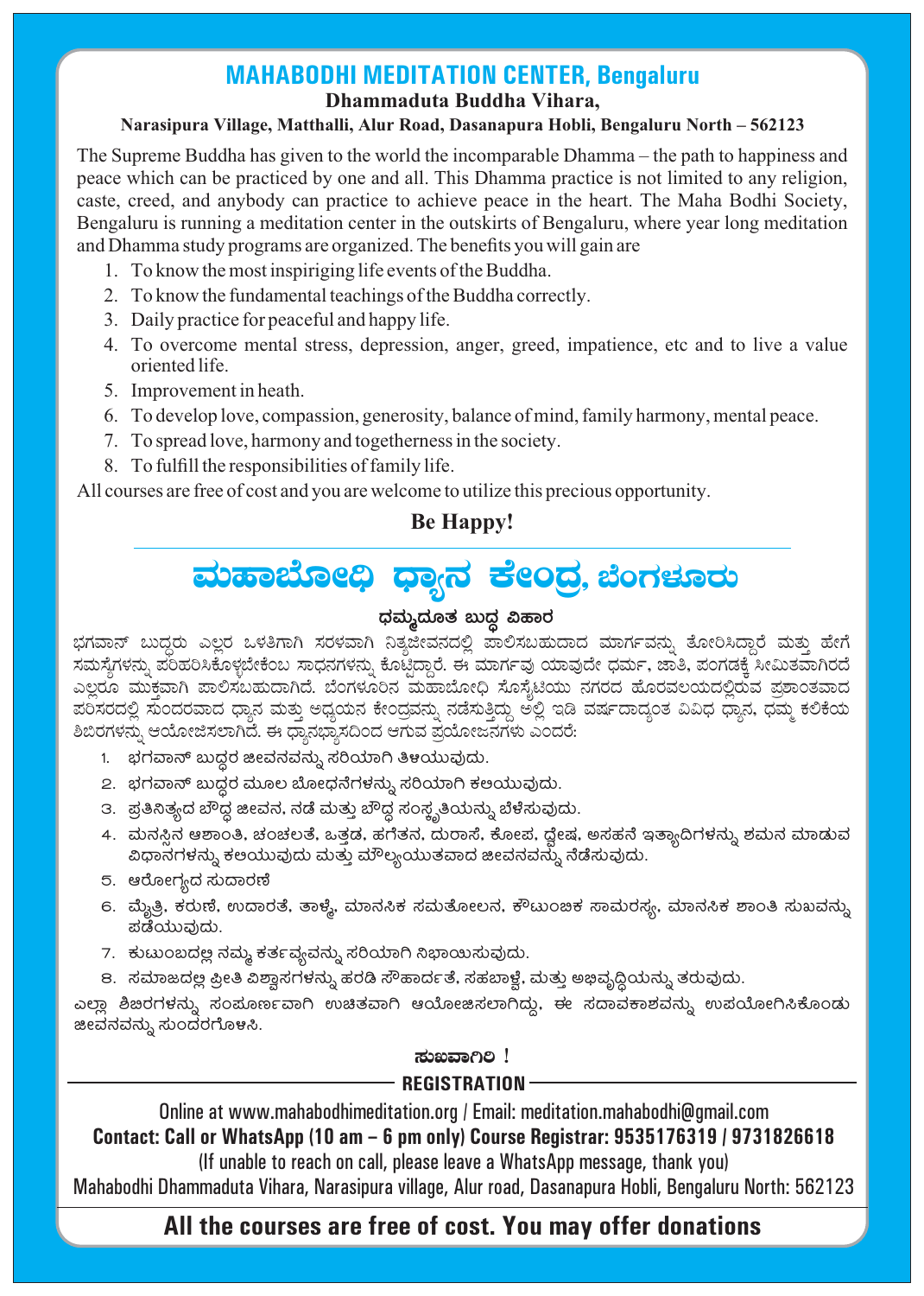# MAHABODHI MEDITATION CENTER, Bengaluru

**Dhammaduta Buddha Vihara,**

**Narasipura Village, Matthalli, Alur Road, Dasanapura Hobli, Bengaluru North – 562123**

The Supreme Buddha has given to the world the incomparable Dhamma – the path to happiness and peace which can be practiced by one and all. This Dhamma practice is not limited to any religion, caste, creed, and anybody can practice to achieve peace in the heart. The Maha Bodhi Society, Bengaluru is running a meditation center in the outskirts of Bengaluru, where year long meditation and Dhamma study programs are organized. The benefits you will gain are

1. To know the most inspiring life events of the Buddha.
2. To know the fundamental teachings of the Buddha correctly.
3. Daily practice for peaceful and happy life.
4. To overcome mental stress, depression, anger, greed, impatience, etc and to live a value oriented life.
5. Improvement in heath.
6. To develop love, compassion, generosity, balance of mind, family harmony, mental peace.
7. To spread love, harmony and togetherness in the society.
8. To fulfill the responsibilities of family life.

All courses are free of cost and you are welcome to utilize this precious opportunity.

**Be Happy!**

---

# ಮಹಾಬೋಧಿ ಧ್ಯಾನ ಕೇಂದ್ರ, ಬೆಂಗಳೂರು

**ಧಮ್ಮದೂತ ಬುದ್ಧ ವಿಹಾರ**

ಭಗವಾನ್ ಬುದ್ಧರು ಎಲ್ಲರ ಒಳತಿಗಾಗಿ ಸರಳವಾಗಿ ನಿತ್ಯಜೀವನದಲ್ಲಿ ಪಾಲಿಸಬಹುದಾದ ಮಾರ್ಗವನ್ನು ತೋರಿಸಿದ್ದಾರೆ ಮತ್ತು ಹೇಗೆ ಸಮಸ್ಯೆಗಳನ್ನು ಪರಿಹರಿಸಿಕೊಳ್ಳಬೇಕೆಂಬ ಸಾಧನಗಳನ್ನು ಕೊಟ್ಟಿದ್ದಾರೆ. ಈ ಮಾರ್ಗವು ಯಾವುದೇ ಧರ್ಮ, ಜಾತಿ, ಪಂಗಡಕ್ಕೆ ಸೀಮಿತವಾಗಿರದೆ ಎಲ್ಲರೂ ಮುಕ್ತವಾಗಿ ಪಾಲಿಸಬಹುದಾಗಿದೆ. ಬೆಂಗಳೂರಿನ ಮಹಾಬೋಧಿ ಸೊಸೈಟಿಯು ನಗರದ ಹೊರವಲಯದಲ್ಲಿರುವ ಪ್ರಶಾಂತವಾದ ಪರಿಸರದಲ್ಲಿ ಸುಂದರವಾದ ಧ್ಯಾನ ಮತ್ತು ಅಧ್ಯಯನ ಕೇಂದ್ರವನ್ನು ನಡೆಸುತ್ತಿದ್ದು ಅಲ್ಲಿ ಇಡಿ ವರ್ಷದಾದ್ಯಂತ ವಿವಿಧ ಧ್ಯಾನ, ಧಮ್ಮ ಕಲಿಕೆಯ ಶಿಬಿರಗಳನ್ನು ಆಯೋಜಿಸಲಾಗಿದೆ. ಈ ಧ್ಯಾನಭ್ಯಾಸದಿಂದ ಆಗುವ ಪ್ರಯೋಜನಗಳು ಎಂದರೆ:

1. ಭಗವಾನ್ ಬುದ್ಧರ ಜೀವನವನ್ನು ಸರಿಯಾಗಿ ತಿಳಿಯುವುದು.
2. ಭಗವಾನ್ ಬುದ್ಧರ ಮೂಲ ಬೋಧನೆಗಳನ್ನು ಸರಿಯಾಗಿ ಕಲಿಯುವುದು.
3. ಪ್ರತಿನಿತ್ಯದ ಬೌದ್ಧ ಜೀವನ, ನಡೆ ಮತ್ತು ಬೌದ್ಧ ಸಂಸ್ಕೃತಿಯನ್ನು ಬೆಳೆಸುವುದು.
4. ಮನಸ್ಸಿನ ಅಶಾಂತಿ, ಚಂಚಲತೆ, ಒತ್ತಡ, ಹಗೆತನ, ದುರಾಸೆ, ಕೋಪ, ದ್ವೇಷ, ಅಸಹನೆ ಇತ್ಯಾದಿಗಳನ್ನು ಶಮನ ಮಾಡುವ ವಿಧಾನಗಳನ್ನು ಕಲಿಯುವುದು ಮತ್ತು ಮೌಲ್ಯಯುತವಾದ ಜೀವನವನ್ನು ನಡೆಸುವುದು.
5. ಆರೋಗ್ಯದ ಸುಧಾರಣೆ
6. ಮೈತ್ರಿ, ಕರುಣೆ, ಉದಾರತೆ, ತಾಳ್ಮೆ, ಮಾನಸಿಕ ಸಮತೋಲನ, ಕೌಟುಂಬಿಕ ಸಾಮರಸ್ಯ, ಮಾನಸಿಕ ಶಾಂತಿ ಸುಖವನ್ನು ಪಡೆಯುವುದು.
7. ಕುಟುಂಬದಲ್ಲಿ ನಮ್ಮ ಕರ್ತವ್ಯವನ್ನು ಸರಿಯಾಗಿ ನಿಭಾಯಿಸುವುದು.
8. ಸಮಾಜದಲ್ಲಿ ಪ್ರೀತಿ ವಿಶ್ವಾಸಗಳನ್ನು ಹರಡಿ ಸೌಹಾರ್ದತೆ, ಸಹಬಾಳ್ವೆ, ಮತ್ತು ಅಭಿವೃದ್ಧಿಯನ್ನು ತರುವುದು.

ಎಲ್ಲಾ ಶಿಬಿರಗಳನ್ನು ಸಂಪೂರ್ಣವಾಗಿ ಉಚಿತವಾಗಿ ಆಯೋಜಿಸಲಾಗಿದ್ದು, ಈ ಸದಾವಕಾಶವನ್ನು ಉಪಯೋಗಿಸಿಕೊಂಡು ಜೀವನವನ್ನು ಸುಂದರಗೊಳಿಸಿ.

**ಸುಖವಾಗಿರಿ !**

## REGISTRATION

Online at www.mahabodhimeditation.org / Email: meditation.mahabodhi@gmail.com

**Contact: Call or WhatsApp (10 am – 6 pm only) Course Registrar: 9535176319 / 9731826618**

(If unable to reach on call, please leave a WhatsApp message, thank you)

Mahabodhi Dhammaduta Vihara, Narasipura village, Alur road, Dasanapura Hobli, Bengaluru North: 562123

**All the courses are free of cost. You may offer donations**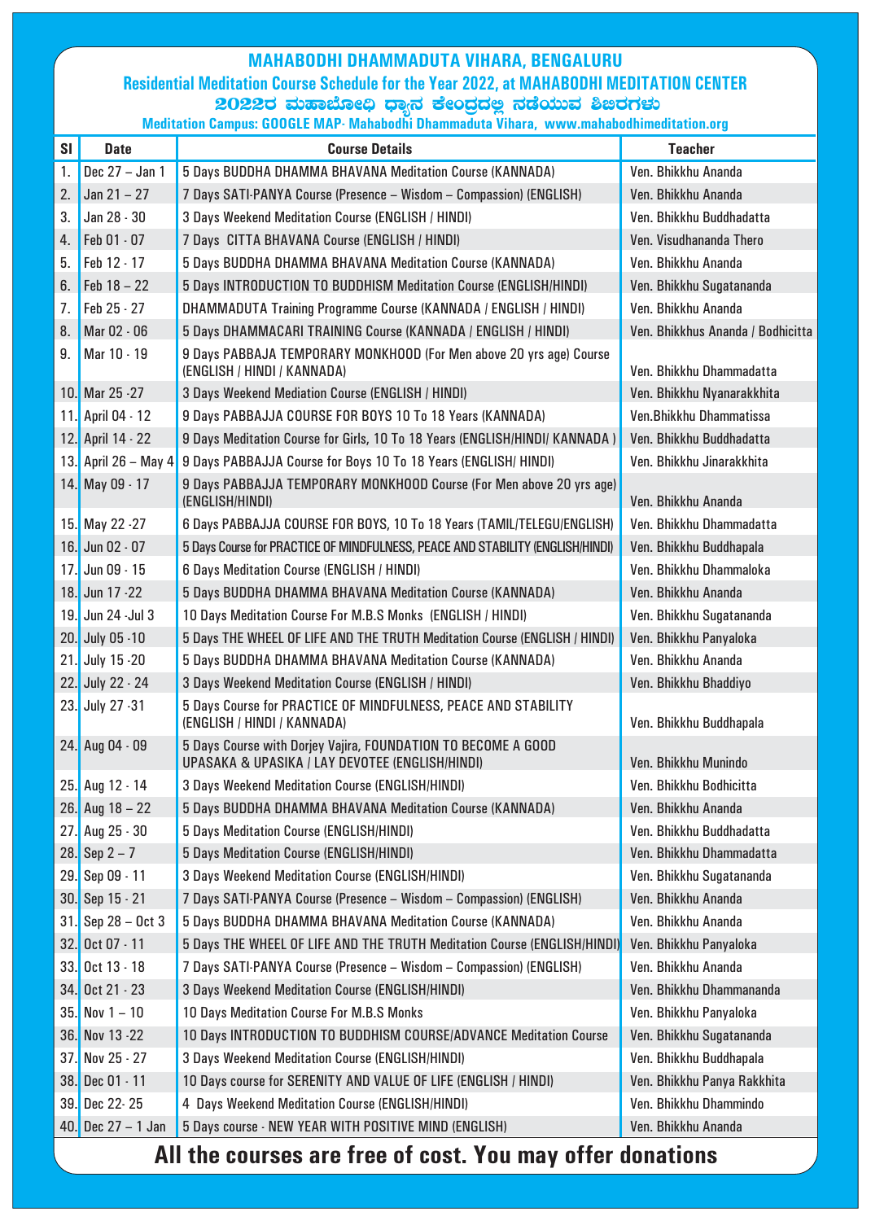# MAHABODHI DHAMMADUTA VIHARA, BENGALURU

## Residential Meditation Course Schedule for the Year 2022, at MAHABODHI MEDITATION CENTER

## 2022ರ ಮಹಾಬೋಧಿ ಧ್ಯಾನ ಕೇಂದ್ರದಲ್ಲ ನಡೆಯುವ ಶಿಬಿರಗಳು

**Meditation Campus: GOOGLE MAP- Mahabodhi Dhammaduta Vihara, www.mahabodhimeditation.org**

| Sl | Date | Course Details | Teacher |
|---|---|---|---|
| 1. | Dec 27 – Jan 1 | 5 Days BUDDHA DHAMMA BHAVANA Meditation Course (KANNADA) | Ven. Bhikkhu Ananda |
| 2. | Jan 21 – 27 | 7 Days SATI-PANYA Course (Presence – Wisdom – Compassion) (ENGLISH) | Ven. Bhikkhu Ananda |
| 3. | Jan 28 - 30 | 3 Days Weekend Meditation Course (ENGLISH / HINDI) | Ven. Bhikkhu Buddhadatta |
| 4. | Feb 01 - 07 | 7 Days CITTA BHAVANA Course (ENGLISH / HINDI) | Ven. Visudhananda Thero |
| 5. | Feb 12 - 17 | 5 Days BUDDHA DHAMMA BHAVANA Meditation Course (KANNADA) | Ven. Bhikkhu Ananda |
| 6. | Feb 18 – 22 | 5 Days INTRODUCTION TO BUDDHISM Meditation Course (ENGLISH/HINDI) | Ven. Bhikkhu Sugatananda |
| 7. | Feb 25 - 27 | DHAMMADUTA Training Programme Course (KANNADA / ENGLISH / HINDI) | Ven. Bhikkhu Ananda |
| 8. | Mar 02 - 06 | 5 Days DHAMMACARI TRAINING Course (KANNADA / ENGLISH / HINDI) | Ven. Bhikkhus Ananda / Bodhicitta |
| 9. | Mar 10 - 19 | 9 Days PABBAJA TEMPORARY MONKHOOD (For Men above 20 yrs age) Course (ENGLISH / HINDI / KANNADA) | Ven. Bhikkhu Dhammadatta |
| 10. | Mar 25 -27 | 3 Days Weekend Mediation Course (ENGLISH / HINDI) | Ven. Bhikkhu Nyanarakkhita |
| 11. | April 04 - 12 | 9 Days PABBAJJA COURSE FOR BOYS 10 To 18 Years (KANNADA) | Ven.Bhikkhu Dhammatissa |
| 12. | April 14 - 22 | 9 Days Meditation Course for Girls, 10 To 18 Years (ENGLISH/HINDI/ KANNADA ) | Ven. Bhikkhu Buddhadatta |
| 13. | April 26 – May 4 | 9 Days PABBAJJA Course for Boys 10 To 18 Years (ENGLISH/ HINDI) | Ven. Bhikkhu Jinarakkhita |
| 14. | May 09 - 17 | 9 Days PABBAJJA TEMPORARY MONKHOOD Course (For Men above 20 yrs age) (ENGLISH/HINDI) | Ven. Bhikkhu Ananda |
| 15. | May 22 -27 | 6 Days PABBAJJA COURSE FOR BOYS, 10 To 18 Years (TAMIL/TELEGU/ENGLISH) | Ven. Bhikkhu Dhammadatta |
| 16. | Jun 02 - 07 | 5 Days Course for PRACTICE OF MINDFULNESS, PEACE AND STABILITY (ENGLISH/HINDI) | Ven. Bhikkhu Buddhapala |
| 17. | Jun 09 - 15 | 6 Days Meditation Course (ENGLISH / HINDI) | Ven. Bhikkhu Dhammaloka |
| 18. | Jun 17 -22 | 5 Days BUDDHA DHAMMA BHAVANA Meditation Course (KANNADA) | Ven. Bhikkhu Ananda |
| 19. | Jun 24 -Jul 3 | 10 Days Meditation Course For M.B.S Monks (ENGLISH / HINDI) | Ven. Bhikkhu Sugatananda |
| 20. | July 05 -10 | 5 Days THE WHEEL OF LIFE AND THE TRUTH Meditation Course (ENGLISH / HINDI) | Ven. Bhikkhu Panyaloka |
| 21. | July 15 -20 | 5 Days BUDDHA DHAMMA BHAVANA Meditation Course (KANNADA) | Ven. Bhikkhu Ananda |
| 22. | July 22 - 24 | 3 Days Weekend Meditation Course (ENGLISH / HINDI) | Ven. Bhikkhu Bhaddiyo |
| 23. | July 27 -31 | 5 Days Course for PRACTICE OF MINDFULNESS, PEACE AND STABILITY (ENGLISH / HINDI / KANNADA) | Ven. Bhikkhu Buddhapala |
| 24. | Aug 04 - 09 | 5 Days Course with Dorjey Vajira, FOUNDATION TO BECOME A GOOD UPASAKA & UPASIKA / LAY DEVOTEE (ENGLISH/HINDI) | Ven. Bhikkhu Munindo |
| 25. | Aug 12 - 14 | 3 Days Weekend Meditation Course (ENGLISH/HINDI) | Ven. Bhikkhu Bodhicitta |
| 26. | Aug 18 – 22 | 5 Days BUDDHA DHAMMA BHAVANA Meditation Course (KANNADA) | Ven. Bhikkhu Ananda |
| 27. | Aug 25 - 30 | 5 Days Meditation Course (ENGLISH/HINDI) | Ven. Bhikkhu Buddhadatta |
| 28. | Sep 2 – 7 | 5 Days Meditation Course (ENGLISH/HINDI) | Ven. Bhikkhu Dhammadatta |
| 29. | Sep 09 - 11 | 3 Days Weekend Meditation Course (ENGLISH/HINDI) | Ven. Bhikkhu Sugatananda |
| 30. | Sep 15 - 21 | 7 Days SATI-PANYA Course (Presence – Wisdom – Compassion) (ENGLISH) | Ven. Bhikkhu Ananda |
| 31. | Sep 28 – Oct 3 | 5 Days BUDDHA DHAMMA BHAVANA Meditation Course (KANNADA) | Ven. Bhikkhu Ananda |
| 32. | Oct 07 - 11 | 5 Days THE WHEEL OF LIFE AND THE TRUTH Meditation Course (ENGLISH/HINDI) | Ven. Bhikkhu Panyaloka |
| 33. | Oct 13 - 18 | 7 Days SATI-PANYA Course (Presence – Wisdom – Compassion) (ENGLISH) | Ven. Bhikkhu Ananda |
| 34. | Oct 21 - 23 | 3 Days Weekend Meditation Course (ENGLISH/HINDI) | Ven. Bhikkhu Dhammananda |
| 35. | Nov 1 – 10 | 10 Days Meditation Course For M.B.S Monks | Ven. Bhikkhu Panyaloka |
| 36. | Nov 13 -22 | 10 Days INTRODUCTION TO BUDDHISM COURSE/ADVANCE Meditation Course | Ven. Bhikkhu Sugatananda |
| 37. | Nov 25 - 27 | 3 Days Weekend Meditation Course (ENGLISH/HINDI) | Ven. Bhikkhu Buddhapala |
| 38. | Dec 01 - 11 | 10 Days course for SERENITY AND VALUE OF LIFE (ENGLISH / HINDI) | Ven. Bhikkhu Panya Rakkhita |
| 39. | Dec 22- 25 | 4 Days Weekend Meditation Course (ENGLISH/HINDI) | Ven. Bhikkhu Dhammindo |
| 40. | Dec 27 – 1 Jan | 5 Days course - NEW YEAR WITH POSITIVE MIND (ENGLISH) | Ven. Bhikkhu Ananda |

**All the courses are free of cost. You may offer donations**